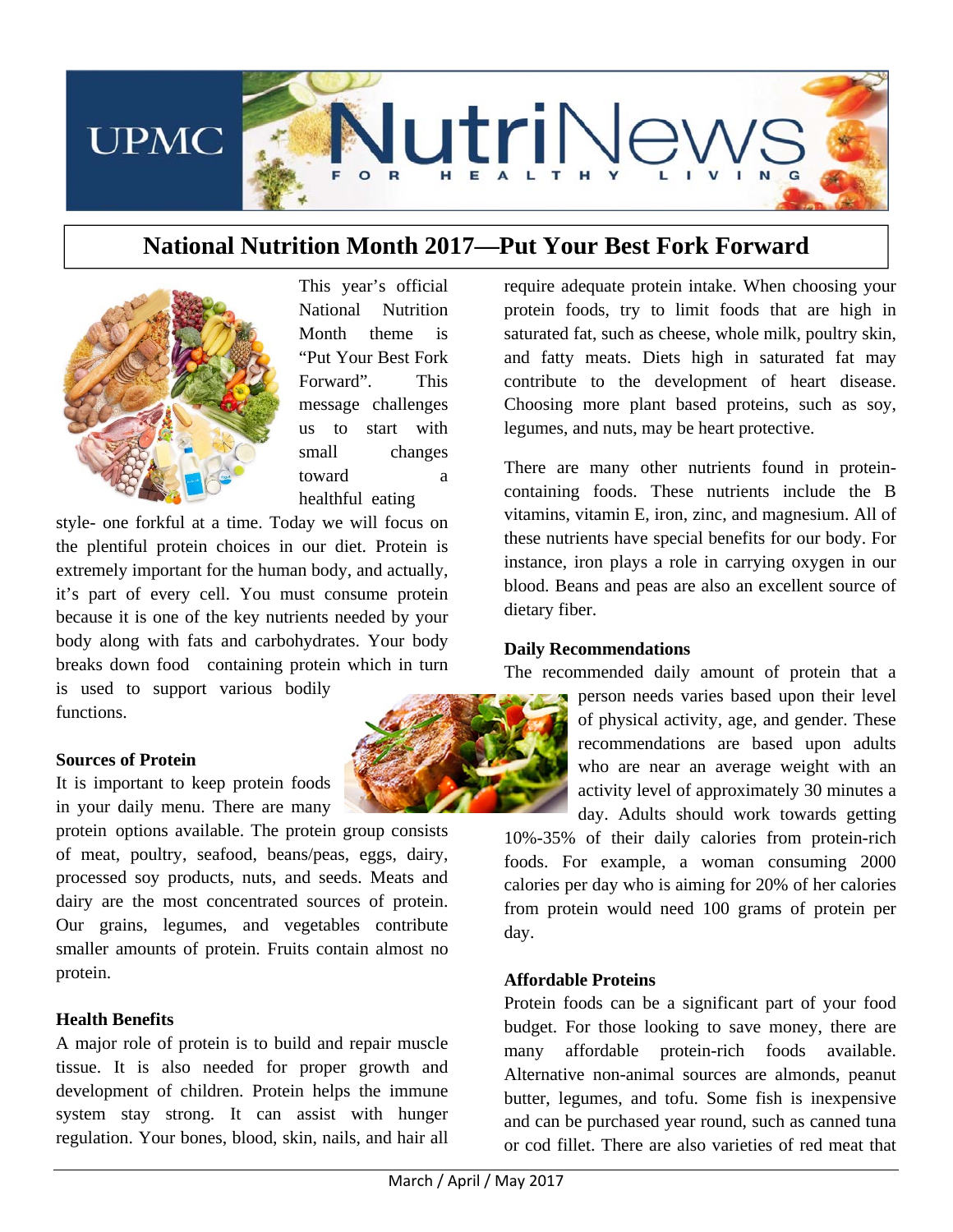# UPMC NutriNews FOR HEALTHY LIVING

## National Nutrition Month 2017—Put Your Best Fork Forward

This year's official National Nutrition Month theme is "Put Your Best Fork Forward". This message challenges us to start with small changes toward a healthful eating style- one forkful at a time. Today we will focus on the plentiful protein choices in our diet. Protein is extremely important for the human body, and actually, it's part of every cell. You must consume protein because it is one of the key nutrients needed by your body along with fats and carbohydrates. Your body breaks down food containing protein which in turn is used to support various bodily functions.

### Sources of Protein

It is important to keep protein foods in your daily menu. There are many protein options available. The protein group consists of meat, poultry, seafood, beans/peas, eggs, dairy, processed soy products, nuts, and seeds. Meats and dairy are the most concentrated sources of protein. Our grains, legumes, and vegetables contribute smaller amounts of protein. Fruits contain almost no protein.

### Health Benefits

A major role of protein is to build and repair muscle tissue. It is also needed for proper growth and development of children. Protein helps the immune system stay strong. It can assist with hunger regulation. Your bones, blood, skin, nails, and hair all require adequate protein intake. When choosing your protein foods, try to limit foods that are high in saturated fat, such as cheese, whole milk, poultry skin, and fatty meats. Diets high in saturated fat may contribute to the development of heart disease. Choosing more plant based proteins, such as soy, legumes, and nuts, may be heart protective.

There are many other nutrients found in protein-containing foods. These nutrients include the B vitamins, vitamin E, iron, zinc, and magnesium. All of these nutrients have special benefits for our body. For instance, iron plays a role in carrying oxygen in our blood. Beans and peas are also an excellent source of dietary fiber.

### Daily Recommendations

The recommended daily amount of protein that a person needs varies based upon their level of physical activity, age, and gender. These recommendations are based upon adults who are near an average weight with an activity level of approximately 30 minutes a day. Adults should work towards getting 10%-35% of their daily calories from protein-rich foods. For example, a woman consuming 2000 calories per day who is aiming for 20% of her calories from protein would need 100 grams of protein per day.

### Affordable Proteins

Protein foods can be a significant part of your food budget. For those looking to save money, there are many affordable protein-rich foods available. Alternative non-animal sources are almonds, peanut butter, legumes, and tofu. Some fish is inexpensive and can be purchased year round, such as canned tuna or cod fillet. There are also varieties of red meat that

March / April / May 2017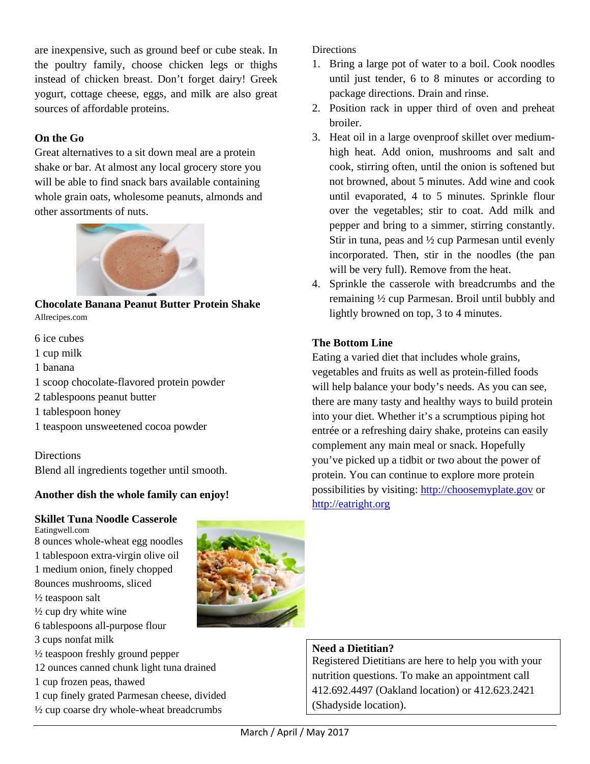are inexpensive, such as ground beef or cube steak. In the poultry family, choose chicken legs or thighs instead of chicken breast. Don't forget dairy! Greek yogurt, cottage cheese, eggs, and milk are also great sources of affordable proteins.

**On the Go**

Great alternatives to a sit down meal are a protein shake or bar. At almost any local grocery store you will be able to find snack bars available containing whole grain oats, wholesome peanuts, almonds and other assortments of nuts.

**Chocolate Banana Peanut Butter Protein Shake**

Allrecipes.com

6 ice cubes
1 cup milk
1 banana
1 scoop chocolate-flavored protein powder
2 tablespoons peanut butter
1 tablespoon honey
1 teaspoon unsweetened cocoa powder

Directions

Blend all ingredients together until smooth.

**Another dish the whole family can enjoy!**

**Skillet Tuna Noodle Casserole**

Eatingwell.com

8 ounces whole-wheat egg noodles
1 tablespoon extra-virgin olive oil
1 medium onion, finely chopped
8ounces mushrooms, sliced
½ teaspoon salt
½ cup dry white wine
6 tablespoons all-purpose flour
3 cups nonfat milk
½ teaspoon freshly ground pepper
12 ounces canned chunk light tuna drained
1 cup frozen peas, thawed
1 cup finely grated Parmesan cheese, divided
½ cup coarse dry whole-wheat breadcrumbs

Directions

1. Bring a large pot of water to a boil. Cook noodles until just tender, 6 to 8 minutes or according to package directions. Drain and rinse.
2. Position rack in upper third of oven and preheat broiler.
3. Heat oil in a large ovenproof skillet over medium-high heat. Add onion, mushrooms and salt and cook, stirring often, until the onion is softened but not browned, about 5 minutes. Add wine and cook until evaporated, 4 to 5 minutes. Sprinkle flour over the vegetables; stir to coat. Add milk and pepper and bring to a simmer, stirring constantly. Stir in tuna, peas and ½ cup Parmesan until evenly incorporated. Then, stir in the noodles (the pan will be very full). Remove from the heat.
4. Sprinkle the casserole with breadcrumbs and the remaining ½ cup Parmesan. Broil until bubbly and lightly browned on top, 3 to 4 minutes.

**The Bottom Line**

Eating a varied diet that includes whole grains, vegetables and fruits as well as protein-filled foods will help balance your body's needs. As you can see, there are many tasty and healthy ways to build protein into your diet. Whether it's a scrumptious piping hot entrée or a refreshing dairy shake, proteins can easily complement any main meal or snack. Hopefully you've picked up a tidbit or two about the power of protein. You can continue to explore more protein possibilities by visiting: http://choosemyplate.gov or http://eatright.org

**Need a Dietitian?**

Registered Dietitians are here to help you with your nutrition questions. To make an appointment call 412.692.4497 (Oakland location) or 412.623.2421 (Shadyside location).

March / April / May 2017